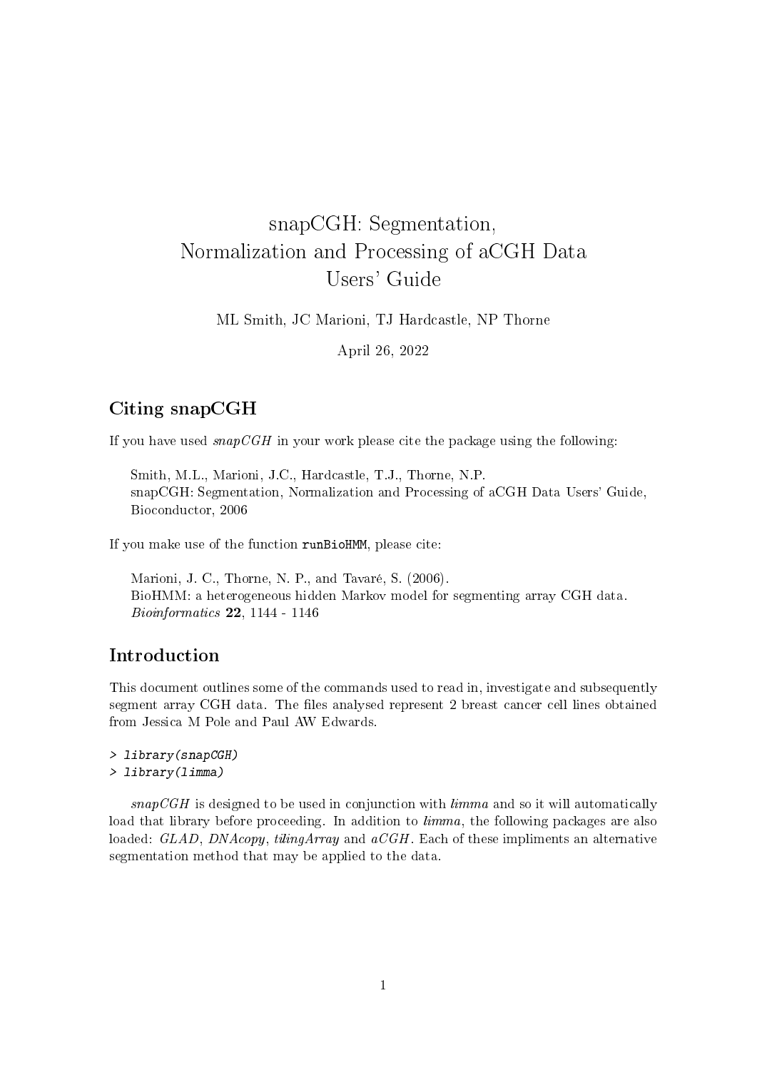# snapCGH: Segmentation, Normalization and Processing of aCGH Data Users' Guide

ML Smith, JC Marioni, TJ Hardcastle, NP Thorne

April 26, 2022

## Citing snapCGH

If you have used *snapCGH* in your work please cite the package using the following:

> Smith, M.L., Marioni, J.C., Hardcastle, T.J., Thorne, N.P.
> snapCGH: Segmentation, Normalization and Processing of aCGH Data Users' Guide,
> Bioconductor, 2006

If you make use of the function `runBioHMM`, please cite:

> Marioni, J. C., Thorne, N. P., and Tavaré, S. (2006).
> BioHMM: a heterogeneous hidden Markov model for segmenting array CGH data.
> *Bioinformatics* **22**, 1144 - 1146

## Introduction

This document outlines some of the commands used to read in, investigate and subsequently segment array CGH data. The files analysed represent 2 breast cancer cell lines obtained from Jessica M Pole and Paul AW Edwards.

```
> library(snapCGH)
> library(limma)
```

*snapCGH* is designed to be used in conjunction with *limma* and so it will automatically load that library before proceeding. In addition to *limma*, the following packages are also loaded: *GLAD*, *DNAcopy*, *tilingArray* and *aCGH*. Each of these impliments an alternative segmentation method that may be applied to the data.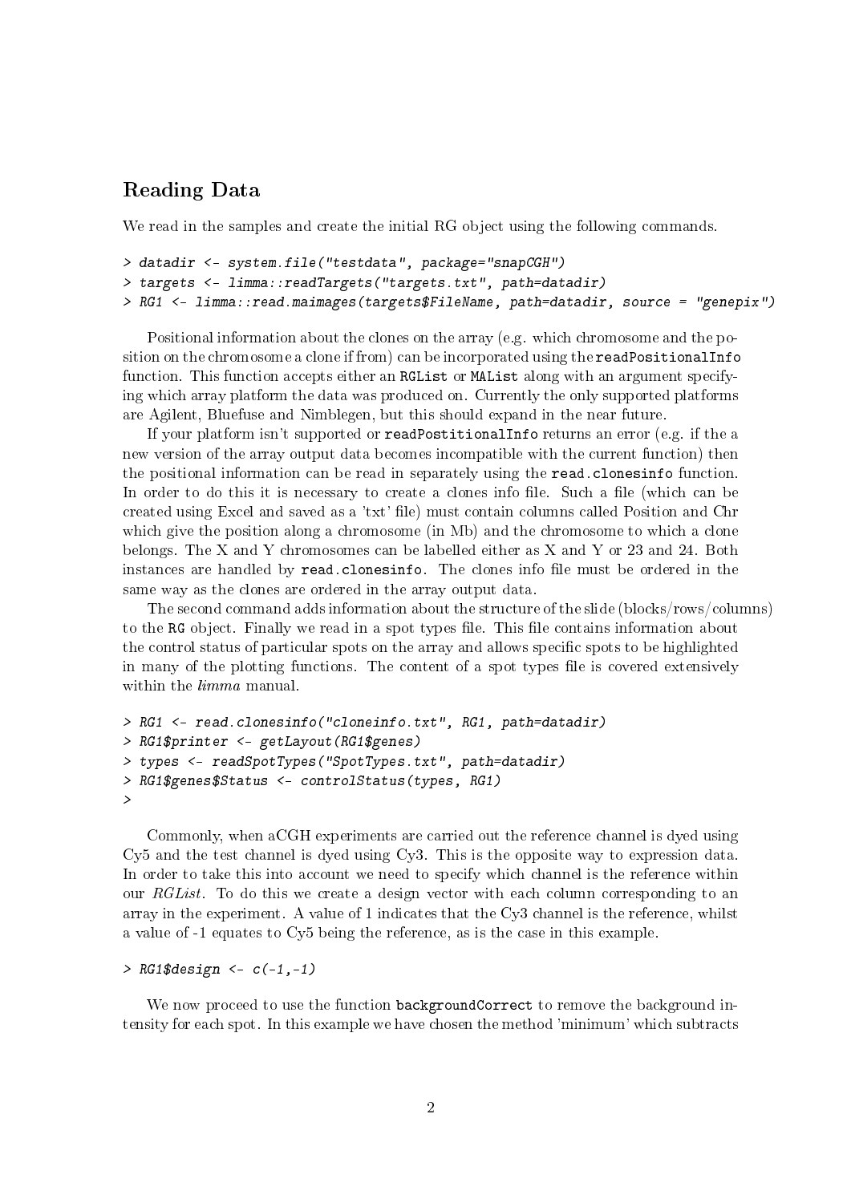## Reading Data

We read in the samples and create the initial RG object using the following commands.

```
> datadir <- system.file("testdata", package="snapCGH")
> targets <- limma::readTargets("targets.txt", path=datadir)
> RG1 <- limma::read.maimages(targets$FileName, path=datadir, source = "genepix")
```

Positional information about the clones on the array (e.g. which chromosome and the position on the chromosome a clone if from) can be incorporated using the `readPositionalInfo` function. This function accepts either an `RGList` or `MAList` along with an argument specifying which array platform the data was produced on. Currently the only supported platforms are Agilent, Bluefuse and Nimblegen, but this should expand in the near future.

If your platform isn't supported or `readPostitionalInfo` returns an error (e.g. if the a new version of the array output data becomes incompatible with the current function) then the positional information can be read in separately using the `read.clonesinfo` function. In order to do this it is necessary to create a clones info file. Such a file (which can be created using Excel and saved as a 'txt' file) must contain columns called Position and Chr which give the position along a chromosome (in Mb) and the chromosome to which a clone belongs. The X and Y chromosomes can be labelled either as X and Y or 23 and 24. Both instances are handled by `read.clonesinfo`. The clones info file must be ordered in the same way as the clones are ordered in the array output data.

The second command adds information about the structure of the slide (blocks/rows/columns) to the `RG` object. Finally we read in a spot types file. This file contains information about the control status of particular spots on the array and allows specific spots to be highlighted in many of the plotting functions. The content of a spot types file is covered extensively within the *limma* manual.

```
> RG1 <- read.clonesinfo("cloneinfo.txt", RG1, path=datadir)
> RG1$printer <- getLayout(RG1$genes)
> types <- readSpotTypes("SpotTypes.txt", path=datadir)
> RG1$genes$Status <- controlStatus(types, RG1)
>
```

Commonly, when aCGH experiments are carried out the reference channel is dyed using Cy5 and the test channel is dyed using Cy3. This is the opposite way to expression data. In order to take this into account we need to specify which channel is the reference within our *RGList*. To do this we create a design vector with each column corresponding to an array in the experiment. A value of 1 indicates that the Cy3 channel is the reference, whilst a value of -1 equates to Cy5 being the reference, as is the case in this example.

```
> RG1$design <- c(-1,-1)
```

We now proceed to use the function `backgroundCorrect` to remove the background intensity for each spot. In this example we have chosen the method 'minimum' which subtracts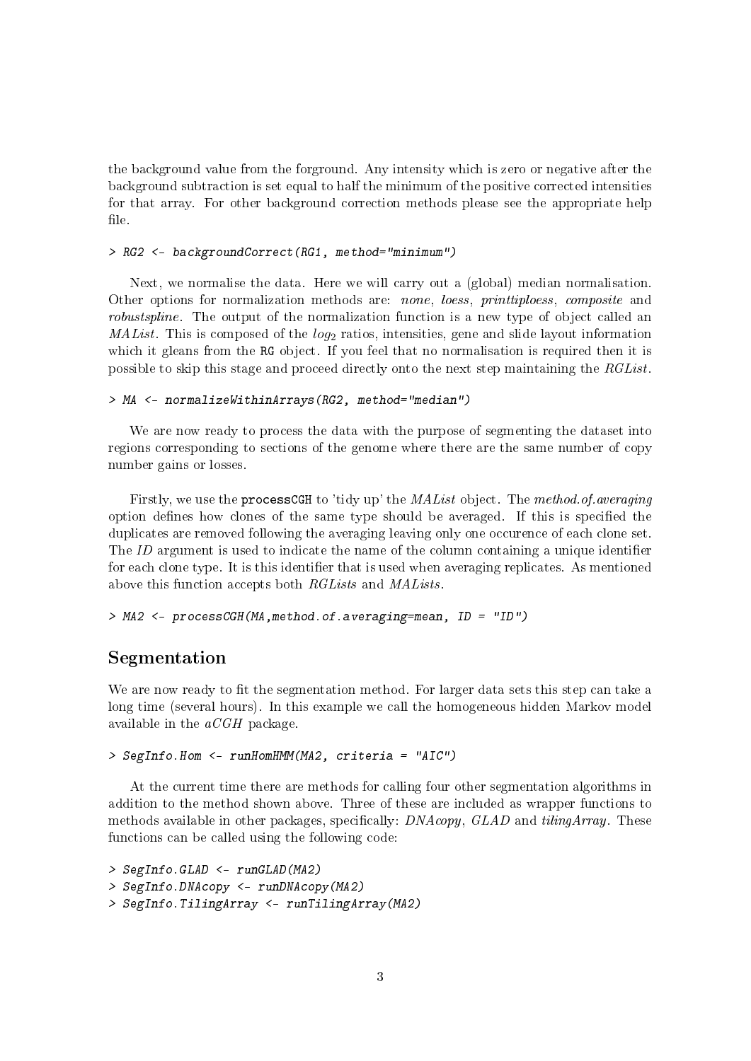the background value from the forground. Any intensity which is zero or negative after the background subtraction is set equal to half the minimum of the positive corrected intensities for that array. For other background correction methods please see the appropriate help file.

```
> RG2 <- backgroundCorrect(RG1, method="minimum")
```

Next, we normalise the data. Here we will carry out a (global) median normalisation. Other options for normalization methods are: *none*, *loess*, *printtiploess*, *composite* and *robustspline*. The output of the normalization function is a new type of object called an *MAList*. This is composed of the $log_2$ ratios, intensities, gene and slide layout information which it gleans from the RG object. If you feel that no normalisation is required then it is possible to skip this stage and proceed directly onto the next step maintaining the *RGList*.

```
> MA <- normalizeWithinArrays(RG2, method="median")
```

We are now ready to process the data with the purpose of segmenting the dataset into regions corresponding to sections of the genome where there are the same number of copy number gains or losses.

Firstly, we use the processCGH to 'tidy up' the *MAList* object. The *method.of.averaging* option defines how clones of the same type should be averaged. If this is specified the duplicates are removed following the averaging leaving only one occurence of each clone set. The *ID* argument is used to indicate the name of the column containing a unique identifier for each clone type. It is this identifier that is used when averaging replicates. As mentioned above this function accepts both *RGLists* and *MALists*.

```
> MA2 <- processCGH(MA,method.of.averaging=mean, ID = "ID")
```

## Segmentation

We are now ready to fit the segmentation method. For larger data sets this step can take a long time (several hours). In this example we call the homogeneous hidden Markov model available in the *aCGH* package.

```
> SegInfo.Hom <- runHomHMM(MA2, criteria = "AIC")
```

At the current time there are methods for calling four other segmentation algorithms in addition to the method shown above. Three of these are included as wrapper functions to methods available in other packages, specifically: *DNAcopy*, *GLAD* and *tilingArray*. These functions can be called using the following code:

```
> SegInfo.GLAD <- runGLAD(MA2)
> SegInfo.DNAcopy <- runDNAcopy(MA2)
> SegInfo.TilingArray <- runTilingArray(MA2)
```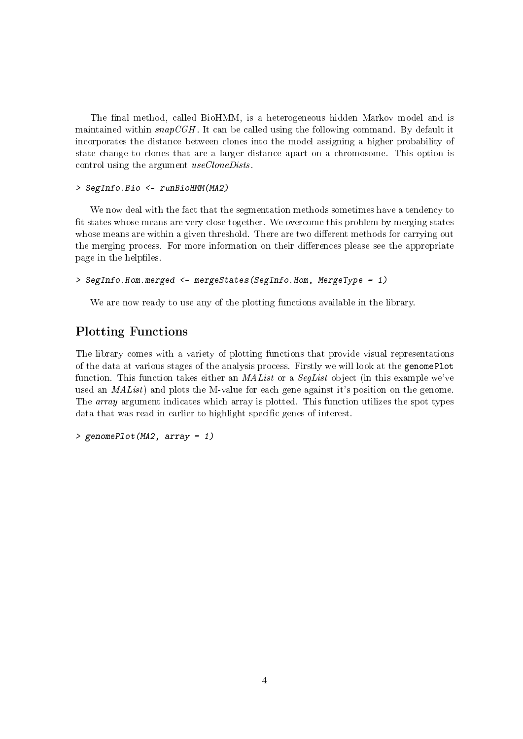The final method, called BioHMM, is a heterogeneous hidden Markov model and is maintained within *snapCGH*. It can be called using the following command. By default it incorporates the distance between clones into the model assigning a higher probability of state change to clones that are a larger distance apart on a chromosome. This option is control using the argument *useCloneDists*.

```
> SegInfo.Bio <- runBioHMM(MA2)
```

We now deal with the fact that the segmentation methods sometimes have a tendency to fit states whose means are very close together. We overcome this problem by merging states whose means are within a given threshold. There are two different methods for carrying out the merging process. For more information on their differences please see the appropriate page in the helpfiles.

```
> SegInfo.Hom.merged <- mergeStates(SegInfo.Hom, MergeType = 1)
```

We are now ready to use any of the plotting functions available in the library.

## Plotting Functions

The library comes with a variety of plotting functions that provide visual representations of the data at various stages of the analysis process. Firstly we will look at the `genomePlot` function. This function takes either an *MAList* or a *SegList* object (in this example we've used an *MAList*) and plots the M-value for each gene against it's position on the genome. The *array* argument indicates which array is plotted. This function utilizes the spot types data that was read in earlier to highlight specific genes of interest.

```
> genomePlot(MA2, array = 1)
```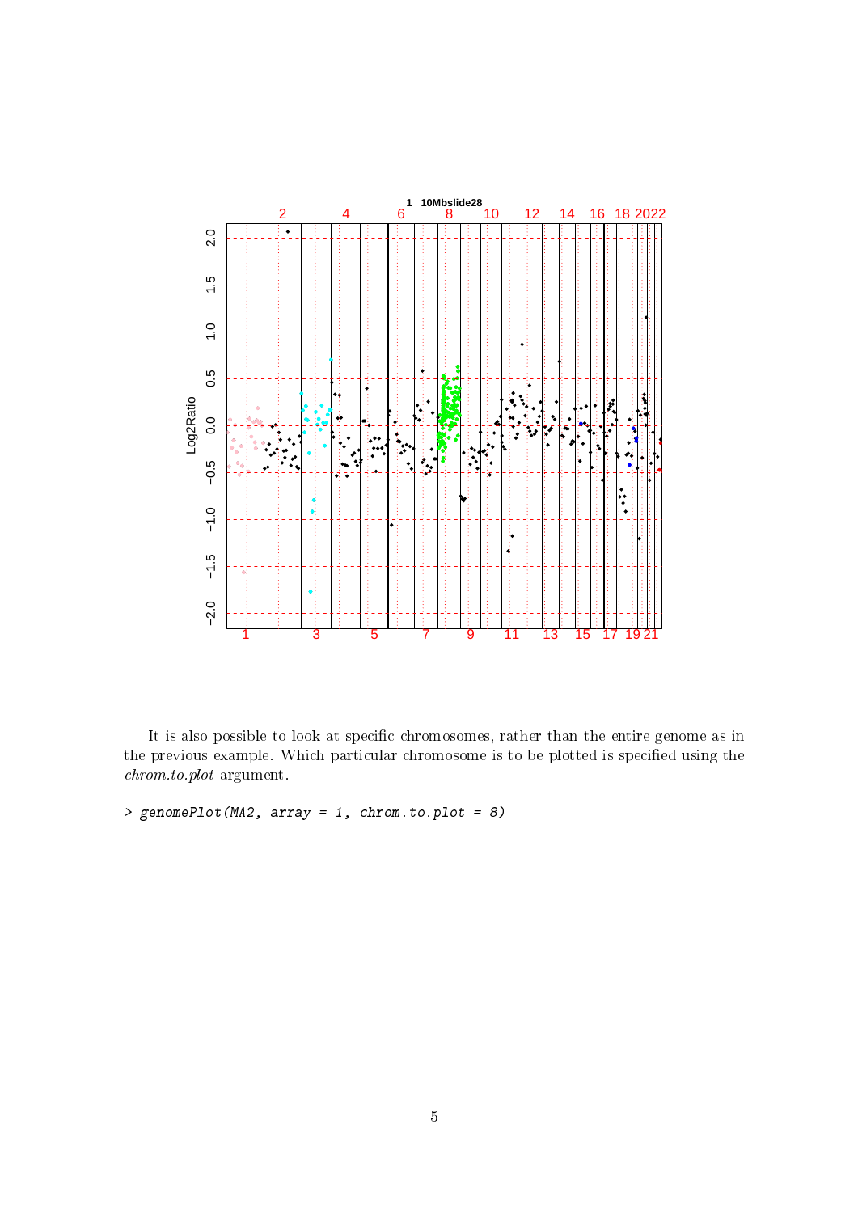1 10Mbslide28

2 4 6 8 10 12 14 16 18 20 22

Log2Ratio

2.0
1.5
1.0
0.5
0.0
−0.5
−1.0
−1.5
−2.0

1 3 5 7 9 11 13 15 17 19 21

It is also possible to look at specific chromosomes, rather than the entire genome as in the previous example. Which particular chromosome is to be plotted is specified using the *chrom.to.plot* argument.

```
> genomePlot(MA2, array = 1, chrom.to.plot = 8)
```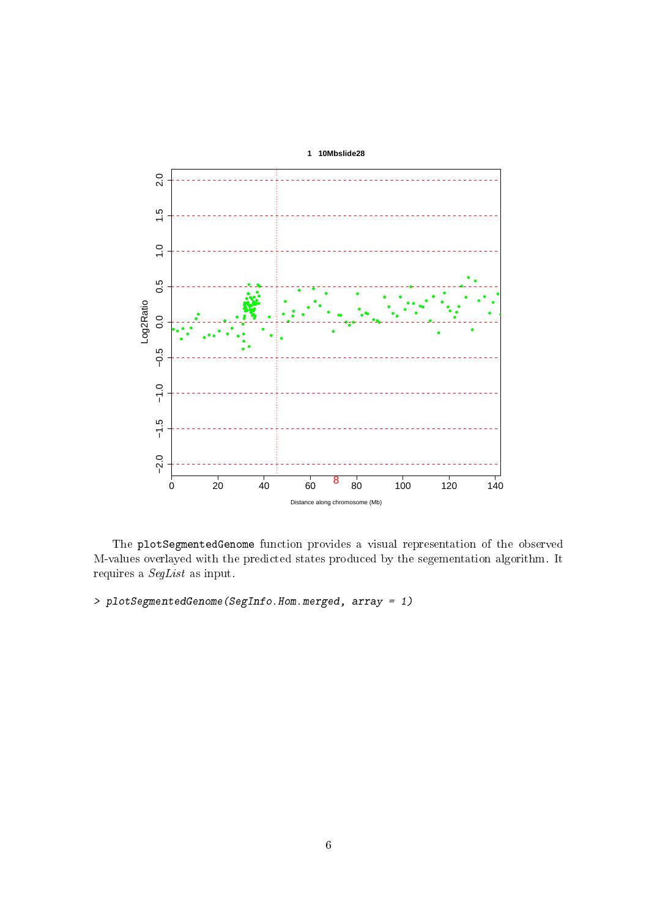1 10Mbslide28

2.0
1.5
1.0
0.5
0.0
−0.5
−1.0
−1.5
−2.0

Log2Ratio

0 20 40 60 80 100 120 140

8

Distance along chromosome (Mb)

The plotSegmentedGenome function provides a visual representation of the observed M-values overlayed with the predicted states produced by the segementation algorithm. It requires a *SegList* as input.

```
> plotSegmentedGenome(SegInfo.Hom.merged, array = 1)
```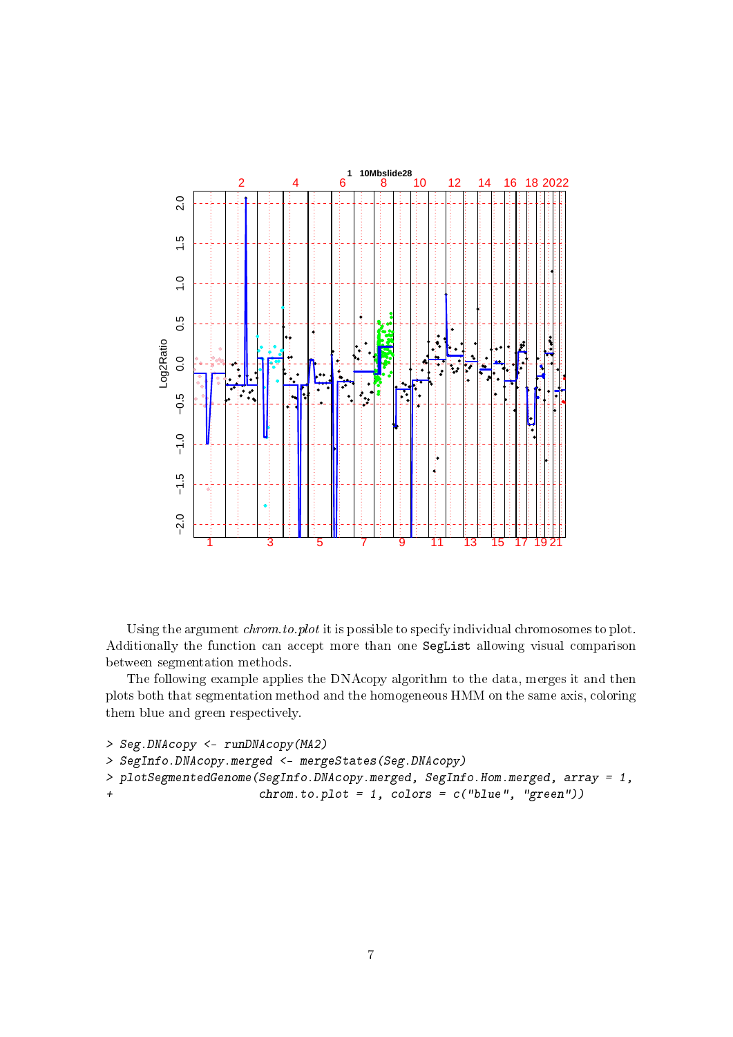1 10Mbslide28

2 4 6 8 10 12 14 16 18 2022

Log2Ratio

2.0 1.5 1.0 0.5 0.0 −0.5 −1.0 −1.5 −2.0

1 3 5 7 9 11 13 15 17 19 21

Using the argument *chrom.to.plot* it is possible to specify individual chromosomes to plot. Additionally the function can accept more than one SegList allowing visual comparison between segmentation methods.

The following example applies the DNAcopy algorithm to the data, merges it and then plots both that segmentation method and the homogeneous HMM on the same axis, coloring them blue and green respectively.

```
> Seg.DNAcopy <- runDNAcopy(MA2)
> SegInfo.DNAcopy.merged <- mergeStates(Seg.DNAcopy)
> plotSegmentedGenome(SegInfo.DNAcopy.merged, SegInfo.Hom.merged, array = 1,
+                     chrom.to.plot = 1, colors = c("blue", "green"))
```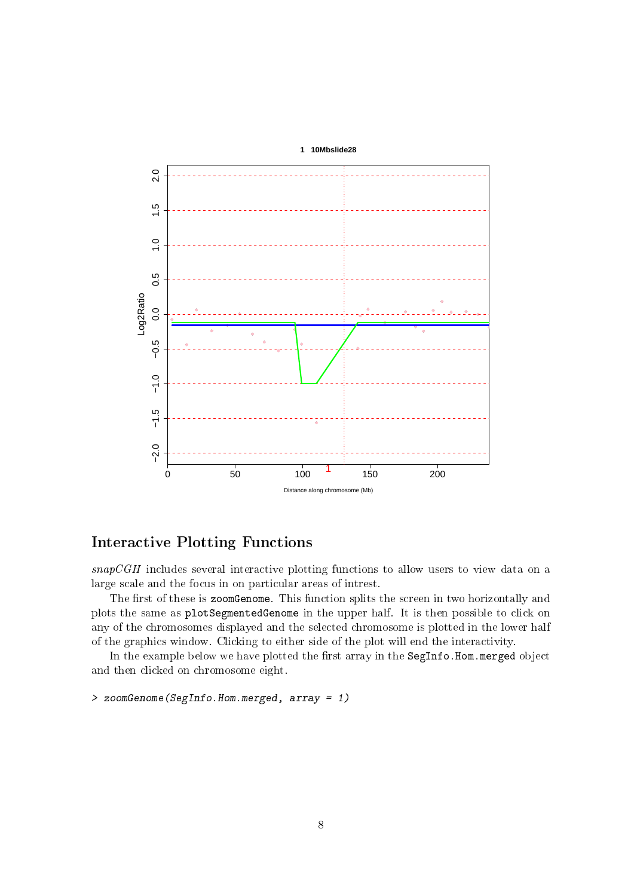1 10Mbslide28

Log2Ratio

2.0
1.5
1.0
0.5
0.0
−0.5
−1.0
−1.5
−2.0

0
50
100
1
150
200

Distance along chromosome (Mb)

## Interactive Plotting Functions

*snapCGH* includes several interactive plotting functions to allow users to view data on a large scale and the focus in on particular areas of intrest.

The first of these is `zoomGenome`. This function splits the screen in two horizontally and plots the same as `plotSegmentedGenome` in the upper half. It is then possible to click on any of the chromosomes displayed and the selected chromosome is plotted in the lower half of the graphics window. Clicking to either side of the plot will end the interactivity.

In the example below we have plotted the first array in the `SegInfo.Hom.merged` object and then clicked on chromosome eight.

```
> zoomGenome(SegInfo.Hom.merged, array = 1)
```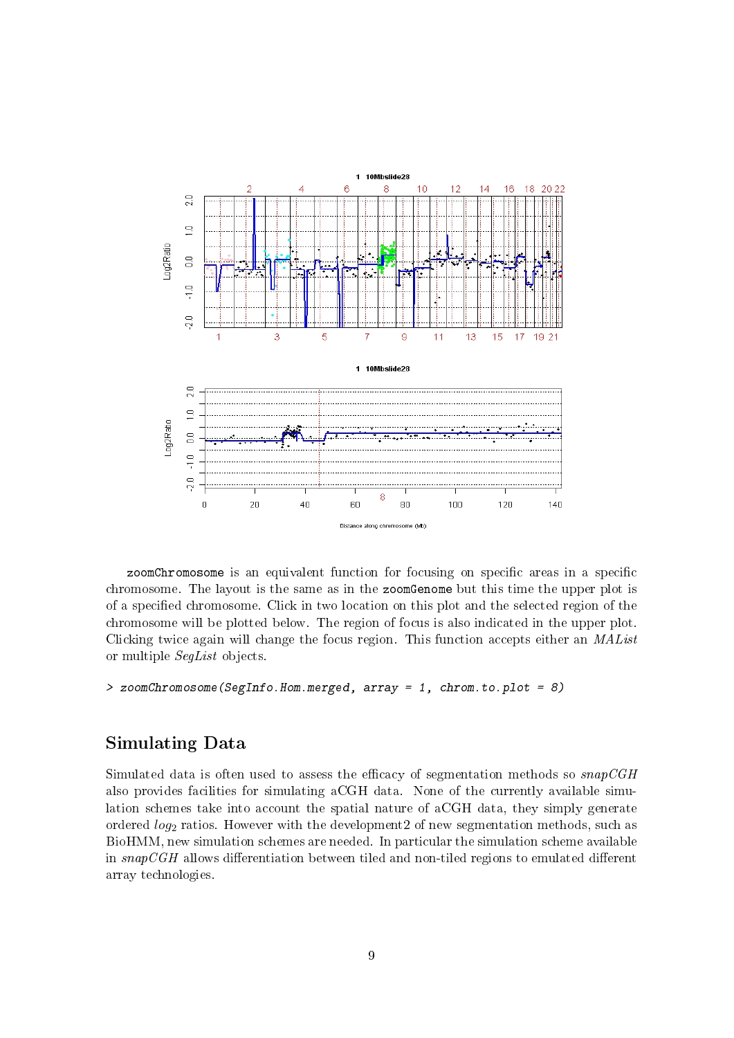1 10Mbslide28

2 4 6 8 10 12 14 16 18 20 22

Log2Ratio

2.0 1.0 0.0 -1.0 -2.0

1 3 5 7 9 11 13 15 17 19 21

1 10Mbslide28

Log2Ratio

2.0 1.0 0.0 -1.0 -2.0

0 20 40 60 80 100 120 140

8

Distance along chromosome (Mb)

zoomChromosome is an equivalent function for focusing on specific areas in a specific chromosome. The layout is the same as in the zoomGenome but this time the upper plot is of a specified chromosome. Click in two location on this plot and the selected region of the chromosome will be plotted below. The region of focus is also indicated in the upper plot. Clicking twice again will change the focus region. This function accepts either an *MAList* or multiple *SegList* objects.

```
> zoomChromosome(SegInfo.Hom.merged, array = 1, chrom.to.plot = 8)
```

## Simulating Data

Simulated data is often used to assess the efficacy of segmentation methods so *snapCGH* also provides facilities for simulating aCGH data. None of the currently available simulation schemes take into account the spatial nature of aCGH data, they simply generate ordered $log_2$ ratios. However with the development2 of new segmentation methods, such as BioHMM, new simulation schemes are needed. In particular the simulation scheme available in *snapCGH* allows differentiation between tiled and non-tiled regions to emulated different array technologies.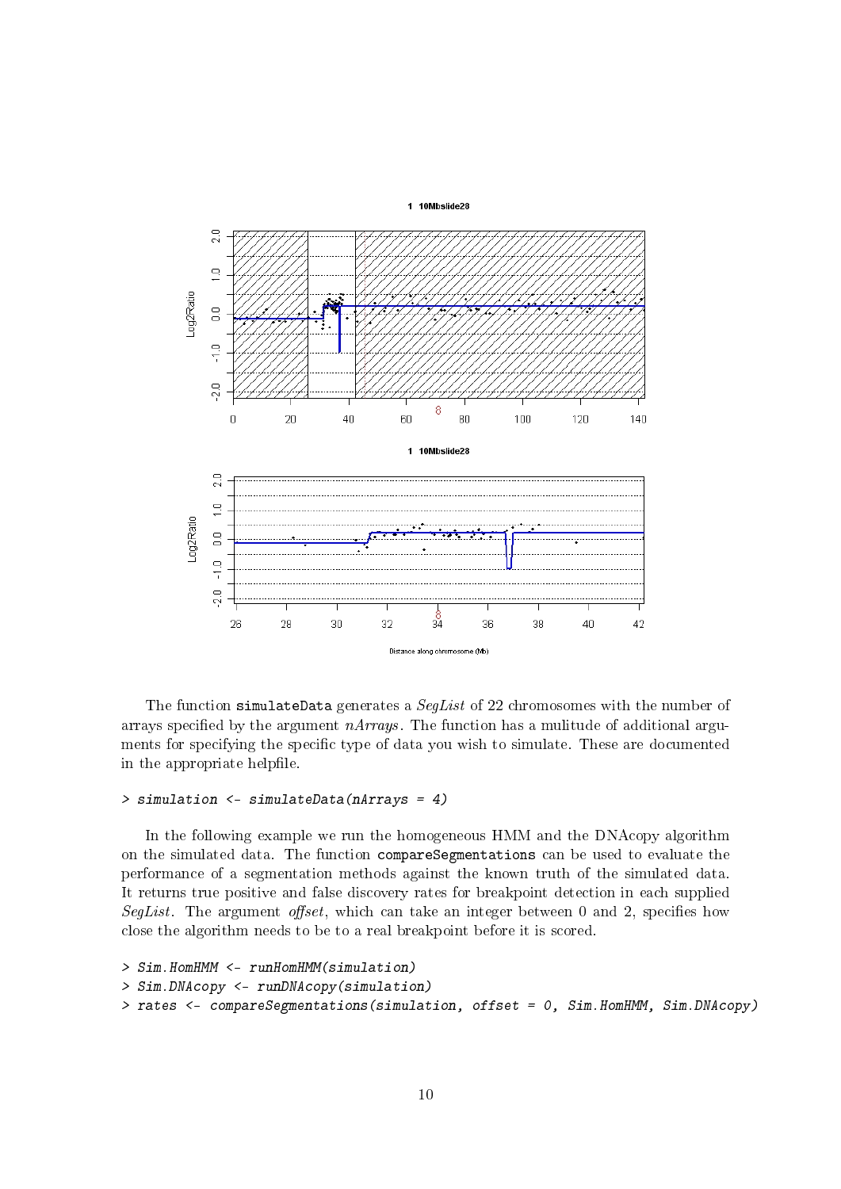The function simulateData generates a *SegList* of 22 chromosomes with the number of arrays specified by the argument *nArrays*. The function has a mulitude of additional arguments for specifying the specific type of data you wish to simulate. These are documented in the appropriate helpfile.

```
> simulation <- simulateData(nArrays = 4)
```

In the following example we run the homogeneous HMM and the DNAcopy algorithm on the simulated data. The function compareSegmentations can be used to evaluate the performance of a segmentation methods against the known truth of the simulated data. It returns true positive and false discovery rates for breakpoint detection in each supplied *SegList*. The argument *offset*, which can take an integer between 0 and 2, specifies how close the algorithm needs to be to a real breakpoint before it is scored.

```
> Sim.HomHMM <- runHomHMM(simulation)
> Sim.DNAcopy <- runDNAcopy(simulation)
> rates <- compareSegmentations(simulation, offset = 0, Sim.HomHMM, Sim.DNAcopy)
```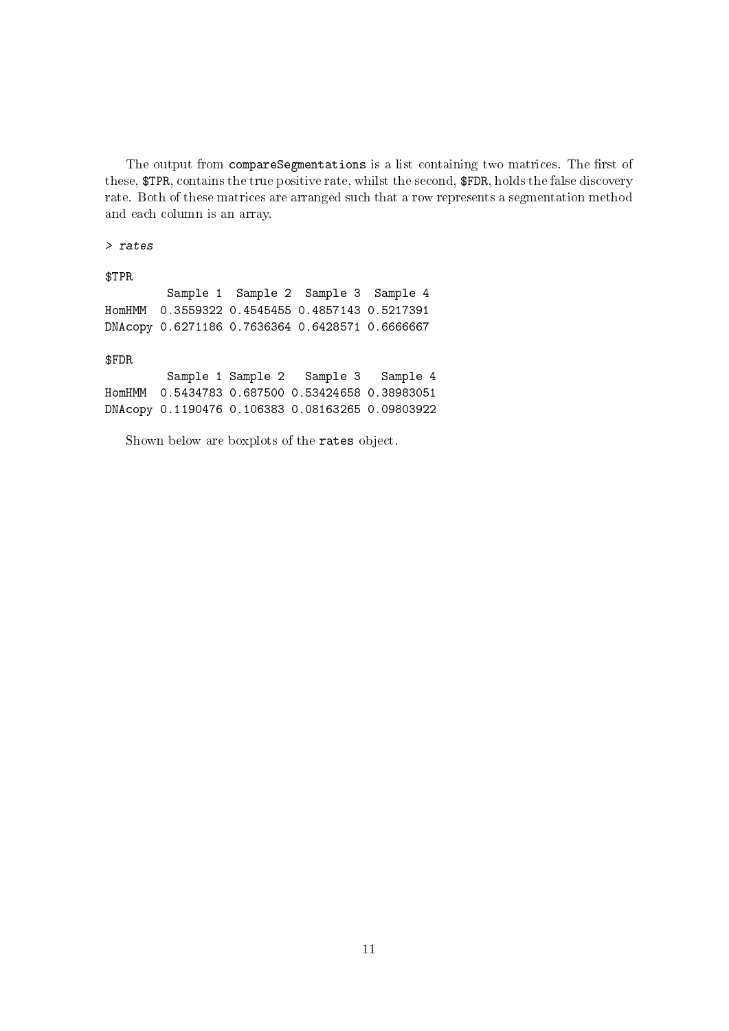The output from `compareSegmentations` is a list containing two matrices. The first of these, `$TPR`, contains the true positive rate, whilst the second, `$FDR`, holds the false discovery rate. Both of these matrices are arranged such that a row represents a segmentation method and each column is an array.

```
> rates

$TPR
         Sample 1  Sample 2  Sample 3  Sample 4
HomHMM  0.3559322 0.4545455 0.4857143 0.5217391
DNAcopy 0.6271186 0.7636364 0.6428571 0.6666667

$FDR
         Sample 1 Sample 2   Sample 3   Sample 4
HomHMM  0.5434783 0.687500 0.53424658 0.38983051
DNAcopy 0.1190476 0.106383 0.08163265 0.09803922
```

Shown below are boxplots of the `rates` object.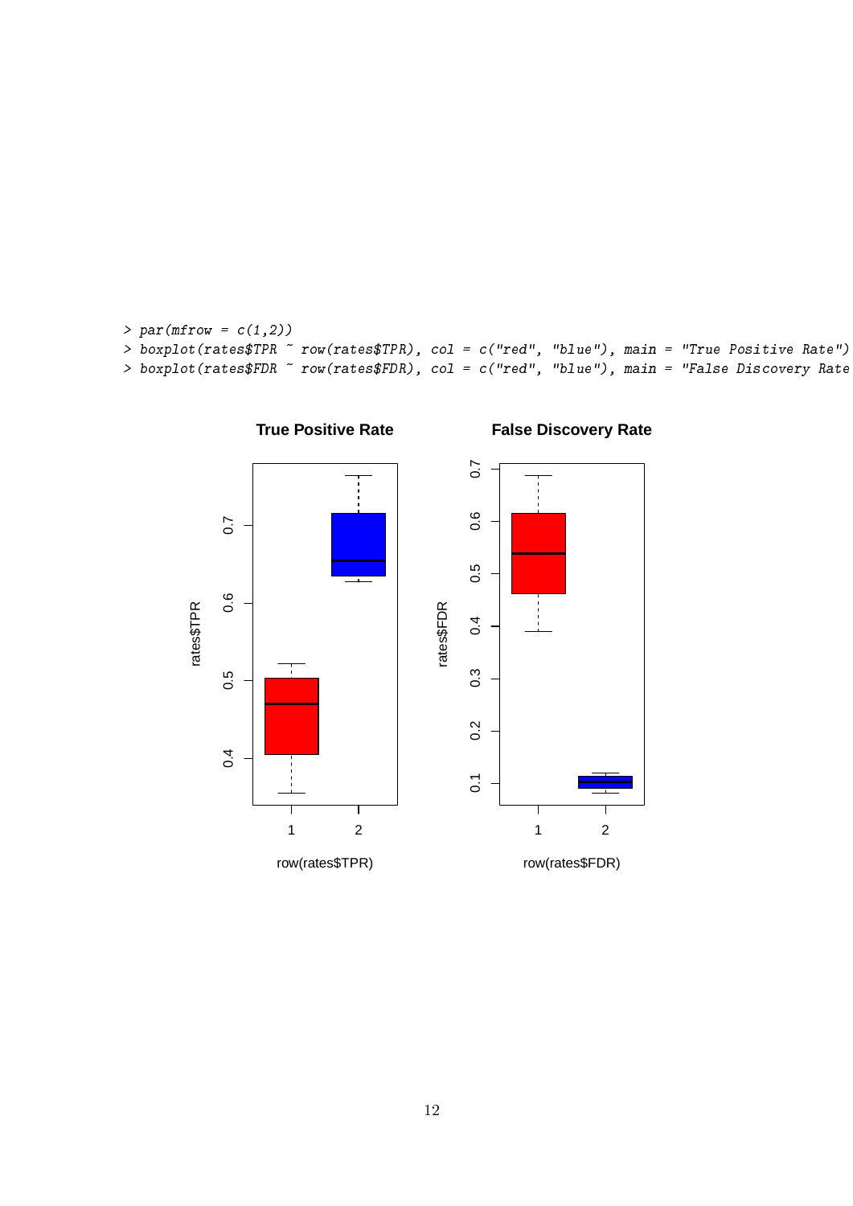```
> par(mfrow = c(1,2))
> boxplot(rates$TPR ~ row(rates$TPR), col = c("red", "blue"), main = "True Positive Rate")
> boxplot(rates$FDR ~ row(rates$FDR), col = c("red", "blue"), main = "False Discovery Rate
```

True Positive Rate

rates$TPR

0.4
0.5
0.6
0.7

1
2

row(rates$TPR)

False Discovery Rate

rates$FDR

0.1
0.2
0.3
0.4
0.5
0.6
0.7

1
2

row(rates$FDR)